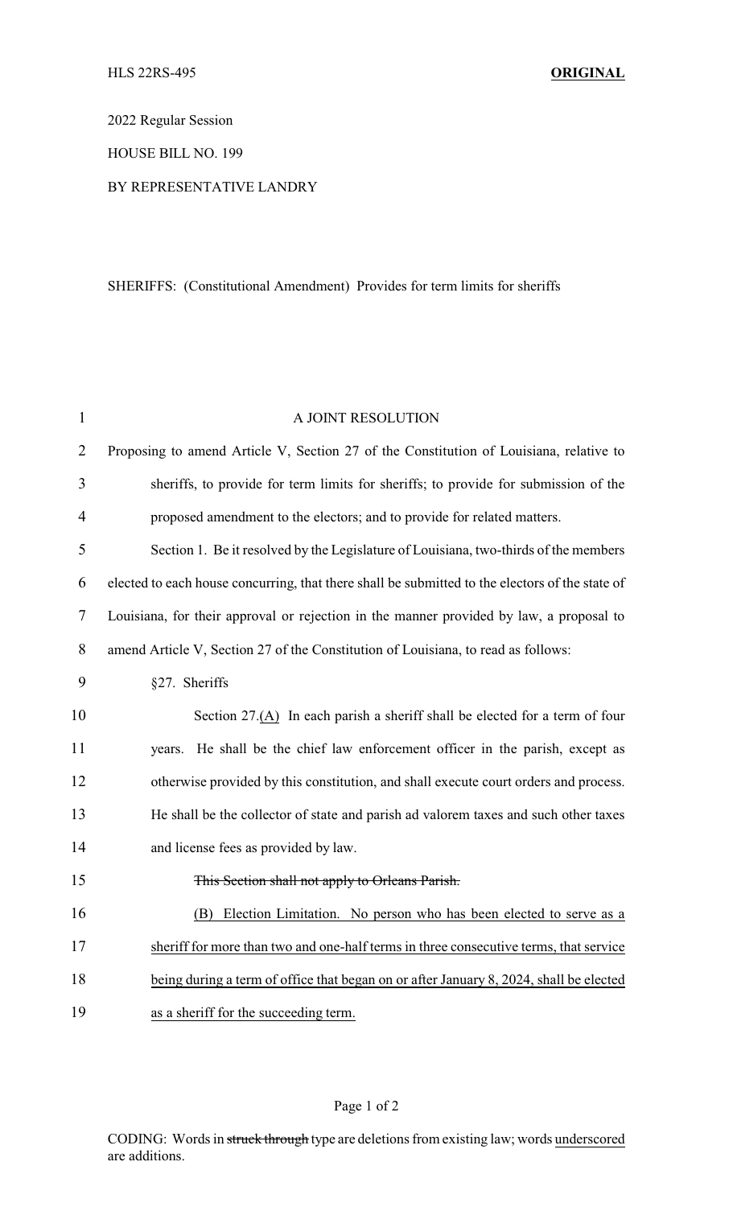HLS 22RS-495 **ORIGINAL**

2022 Regular Session

HOUSE BILL NO. 199

BY REPRESENTATIVE LANDRY

SHERIFFS: (Constitutional Amendment) Provides for term limits for sheriffs

A JOINT RESOLUTION

Proposing to amend Article V, Section 27 of the Constitution of Louisiana, relative to sheriffs, to provide for term limits for sheriffs; to provide for submission of the proposed amendment to the electors; and to provide for related matters.

Section 1. Be it resolved by the Legislature of Louisiana, two-thirds of the members elected to each house concurring, that there shall be submitted to the electors of the state of Louisiana, for their approval or rejection in the manner provided by law, a proposal to amend Article V, Section 27 of the Constitution of Louisiana, to read as follows:

§27. Sheriffs

Section 27.<u>(A)</u> In each parish a sheriff shall be elected for a term of four years. He shall be the chief law enforcement officer in the parish, except as otherwise provided by this constitution, and shall execute court orders and process. He shall be the collector of state and parish ad valorem taxes and such other taxes and license fees as provided by law.

~~This Section shall not apply to Orleans Parish.~~

<u>(B) Election Limitation. No person who has been elected to serve as a sheriff for more than two and one-half terms in three consecutive terms, that service being during a term of office that began on or after January 8, 2024, shall be elected as a sheriff for the succeeding term.</u>

CODING: Words in ~~struck through~~ type are deletions from existing law; words <u>underscored</u> are additions.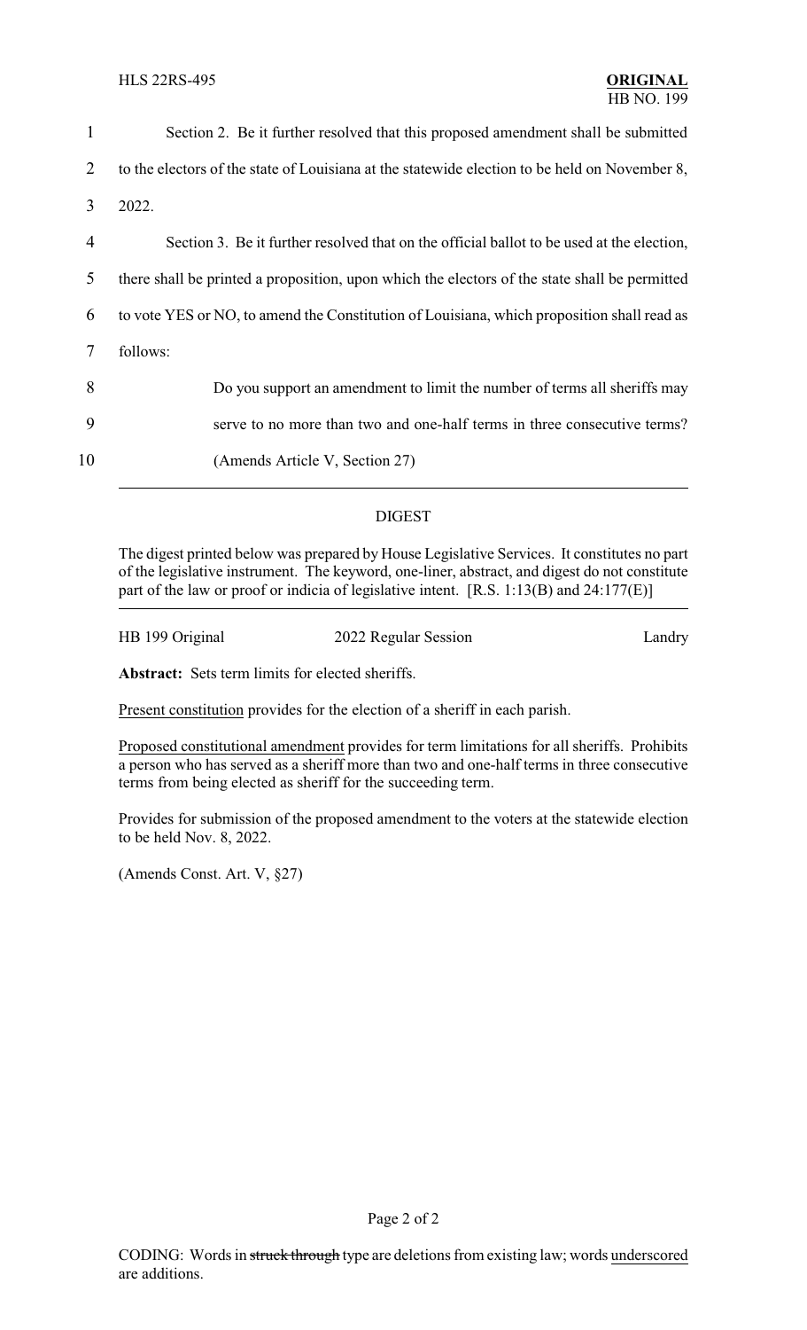Section 2. Be it further resolved that this proposed amendment shall be submitted to the electors of the state of Louisiana at the statewide election to be held on November 8, 2022.

Section 3. Be it further resolved that on the official ballot to be used at the election, there shall be printed a proposition, upon which the electors of the state shall be permitted to vote YES or NO, to amend the Constitution of Louisiana, which proposition shall read as follows:

> Do you support an amendment to limit the number of terms all sheriffs may serve to no more than two and one-half terms in three consecutive terms? (Amends Article V, Section 27)

---

## DIGEST

The digest printed below was prepared by House Legislative Services. It constitutes no part of the legislative instrument. The keyword, one-liner, abstract, and digest do not constitute part of the law or proof or indicia of legislative intent. [R.S. 1:13(B) and 24:177(E)]

---

HB 199 Original 2022 Regular Session Landry

**Abstract:** Sets term limits for elected sheriffs.

Present constitution provides for the election of a sheriff in each parish.

Proposed constitutional amendment provides for term limitations for all sheriffs. Prohibits a person who has served as a sheriff more than two and one-half terms in three consecutive terms from being elected as sheriff for the succeeding term.

Provides for submission of the proposed amendment to the voters at the statewide election to be held Nov. 8, 2022.

(Amends Const. Art. V, §27)

CODING: Words in ~~struck through~~ type are deletions from existing law; words underscored are additions.